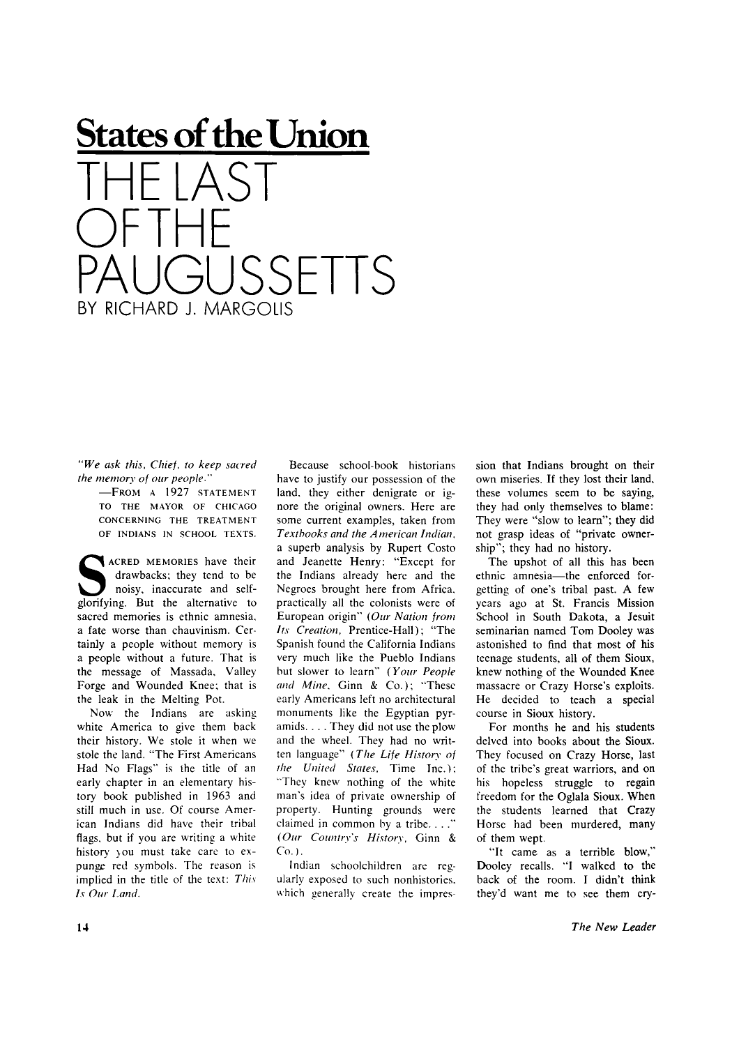# States of the Union

# THE LAST OF THE PAUGUSSETTS

BY RICHARD J. MARGOLIS

*"We ask this, Chief, to keep sacred the memory of our people."*

—FROM A 1927 STATEMENT TO THE MAYOR OF CHICAGO CONCERNING THE TREATMENT OF INDIANS IN SCHOOL TEXTS.

SACRED MEMORIES have their drawbacks; they tend to be noisy, inaccurate and self-glorifying. But the alternative to sacred memories is ethnic amnesia, a fate worse than chauvinism. Certainly a people without memory is a people without a future. That is the message of Massada, Valley Forge and Wounded Knee; that is the leak in the Melting Pot.

Now the Indians are asking white America to give them back their history. We stole it when we stole the land. "The First Americans Had No Flags" is the title of an early chapter in an elementary history book published in 1963 and still much in use. Of course American Indians did have their tribal flags, but if you are writing a white history you must take care to expunge red symbols. The reason is implied in the title of the text: *This Is Our Land.*

Because school-book historians have to justify our possession of the land, they either denigrate or ignore the original owners. Here are some current examples, taken from *Textbooks and the American Indian*, a superb analysis by Rupert Costo and Jeanette Henry: "Except for the Indians already here and the Negroes brought here from Africa, practically all the colonists were of European origin" (*Our Nation from Its Creation*, Prentice-Hall); "The Spanish found the California Indians very much like the Pueblo Indians but slower to learn" (*Your People and Mine*, Ginn & Co.); "These early Americans left no architectural monuments like the Egyptian pyramids. . . . They did not use the plow and the wheel. They had no written language" (*The Life History of the United States*, Time Inc.); "They knew nothing of the white man's idea of private ownership of property. Hunting grounds were claimed in common by a tribe. . . ." (*Our Country's History*, Ginn & Co.).

Indian schoolchildren are regularly exposed to such nonhistories, which generally create the impression that Indians brought on their own miseries. If they lost their land, these volumes seem to be saying, they had only themselves to blame: They were "slow to learn"; they did not grasp ideas of "private ownership"; they had no history.

The upshot of all this has been ethnic amnesia—the enforced forgetting of one's tribal past. A few years ago at St. Francis Mission School in South Dakota, a Jesuit seminarian named Tom Dooley was astonished to find that most of his teenage students, all of them Sioux, knew nothing of the Wounded Knee massacre or Crazy Horse's exploits. He decided to teach a special course in Sioux history.

For months he and his students delved into books about the Sioux. They focused on Crazy Horse, last of the tribe's great warriors, and on his hopeless struggle to regain freedom for the Oglala Sioux. When the students learned that Crazy Horse had been murdered, many of them wept.

"It came as a terrible blow," Dooley recalls. "I walked to the back of the room. I didn't think they'd want me to see them cry-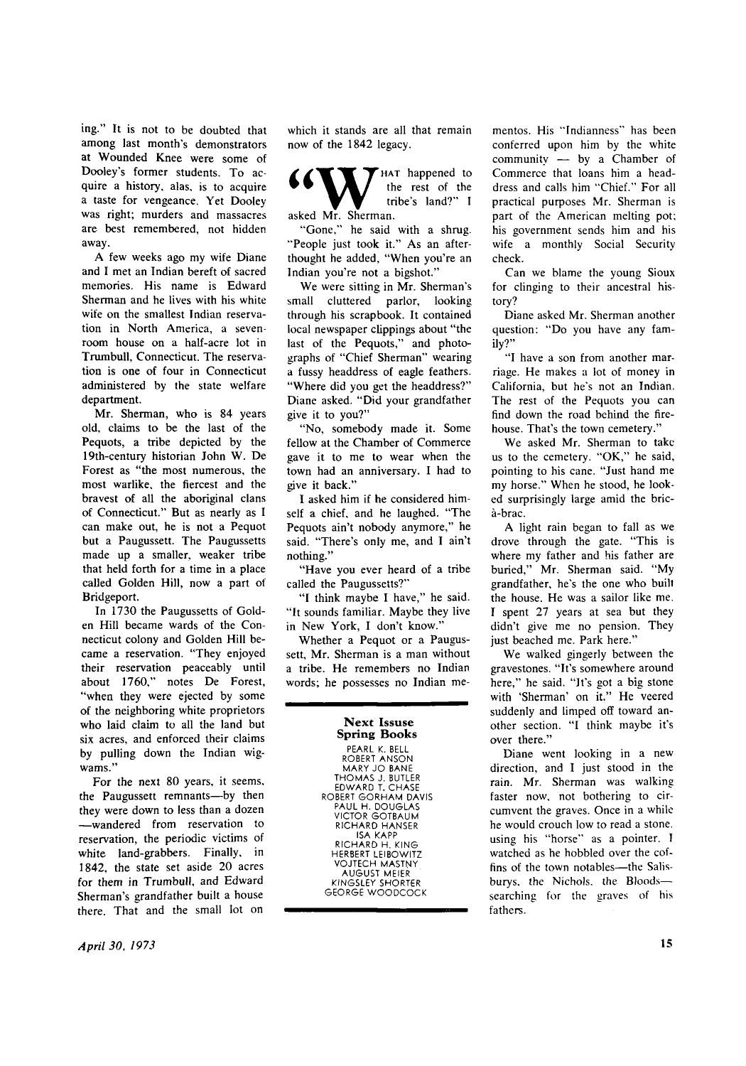ing." It is not to be doubted that among last month's demonstrators at Wounded Knee were some of Dooley's former students. To acquire a history, alas, is to acquire a taste for vengeance. Yet Dooley was right; murders and massacres are best remembered, not hidden away.

A few weeks ago my wife Diane and I met an Indian bereft of sacred memories. His name is Edward Sherman and he lives with his white wife on the smallest Indian reservation in North America, a seven-room house on a half-acre lot in Trumbull, Connecticut. The reservation is one of four in Connecticut administered by the state welfare department.

Mr. Sherman, who is 84 years old, claims to be the last of the Pequots, a tribe depicted by the 19th-century historian John W. De Forest as "the most numerous, the most warlike, the fiercest and the bravest of all the aboriginal clans of Connecticut." But as nearly as I can make out, he is not a Pequot but a Paugussett. The Paugussetts made up a smaller, weaker tribe that held forth for a time in a place called Golden Hill, now a part of Bridgeport.

In 1730 the Paugussetts of Golden Hill became wards of the Connecticut colony and Golden Hill became a reservation. "They enjoyed their reservation peaceably until about 1760," notes De Forest, "when they were ejected by some of the neighboring white proprietors who laid claim to all the land but six acres, and enforced their claims by pulling down the Indian wigwams."

For the next 80 years, it seems, the Paugussett remnants—by then they were down to less than a dozen—wandered from reservation to reservation, the periodic victims of white land-grabbers. Finally, in 1842, the state set aside 20 acres for them in Trumbull, and Edward Sherman's grandfather built a house there. That and the small lot on which it stands are all that remain now of the 1842 legacy.

"WHAT happened to the rest of the tribe's land?" I asked Mr. Sherman.

"Gone," he said with a shrug. "People just took it." As an afterthought he added, "When you're an Indian you're not a bigshot."

We were sitting in Mr. Sherman's small cluttered parlor, looking through his scrapbook. It contained local newspaper clippings about "the last of the Pequots," and photographs of "Chief Sherman" wearing a fussy headdress of eagle feathers. "Where did you get the headdress?" Diane asked. "Did your grandfather give it to you?"

"No, somebody made it. Some fellow at the Chamber of Commerce gave it to me to wear when the town had an anniversary. I had to give it back."

I asked him if he considered himself a chief, and he laughed. "The Pequots ain't nobody anymore," he said. "There's only me, and I ain't nothing."

"Have you ever heard of a tribe called the Paugussetts?"

"I think maybe I have," he said. "It sounds familiar. Maybe they live in New York, I don't know."

Whether a Pequot or a Paugussett, Mr. Sherman is a man without a tribe. He remembers no Indian words; he possesses no Indian mementos. His "Indianness" has been conferred upon him by the white community — by a Chamber of Commerce that loans him a headdress and calls him "Chief." For all practical purposes Mr. Sherman is part of the American melting pot; his government sends him and his wife a monthly Social Security check.

Can we blame the young Sioux for clinging to their ancestral history?

Diane asked Mr. Sherman another question: "Do you have any family?"

"I have a son from another marriage. He makes a lot of money in California, but he's not an Indian. The rest of the Pequots you can find down the road behind the firehouse. That's the town cemetery."

We asked Mr. Sherman to take us to the cemetery. "OK," he said, pointing to his cane. "Just hand me my horse." When he stood, he looked surprisingly large amid the bric-à-brac.

A light rain began to fall as we drove through the gate. "This is where my father and his father are buried," Mr. Sherman said. "My grandfather, he's the one who built the house. He was a sailor like me. I spent 27 years at sea but they didn't give me no pension. They just beached me. Park here."

We walked gingerly between the gravestones. "It's somewhere around here," he said. "It's got a big stone with 'Sherman' on it." He veered suddenly and limped off toward another section. "I think maybe it's over there."

Diane went looking in a new direction, and I just stood in the rain. Mr. Sherman was walking faster now, not bothering to circumvent the graves. Once in a while he would crouch low to read a stone, using his "horse" as a pointer. I watched as he hobbled over the coffins of the town notables—the Salisburys, the Nichols, the Bloods—searching for the graves of his fathers.

---

**Next Issue**
**Spring Books**

PEARL K. BELL
ROBERT ANSON
MARY JO BANE
THOMAS J. BUTLER
EDWARD T. CHASE
ROBERT GORHAM DAVIS
PAUL H. DOUGLAS
VICTOR GOTBAUM
RICHARD HANSER
ISA KAPP
RICHARD H. KING
HERBERT LEIBOWITZ
VOJTECH MASTNY
AUGUST MEIER
KINGSLEY SHORTER
GEORGE WOODCOCK

---